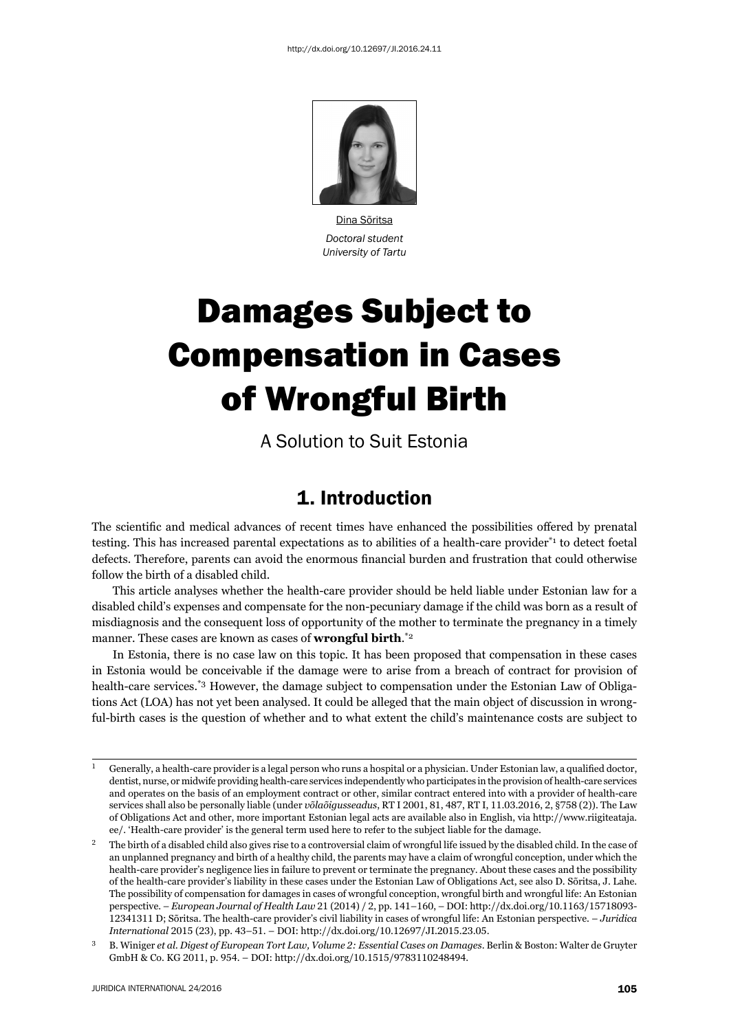http://dx.doi.org/10.12697/JI.2016.24.11

Dina Sõritsa
*Doctoral student*
*University of Tartu*

# Damages Subject to Compensation in Cases of Wrongful Birth

A Solution to Suit Estonia

## 1. Introduction

The scientific and medical advances of recent times have enhanced the possibilities offered by prenatal testing. This has increased parental expectations as to abilities of a health-care provider[*1] to detect foetal defects. Therefore, parents can avoid the enormous financial burden and frustration that could otherwise follow the birth of a disabled child.

This article analyses whether the health-care provider should be held liable under Estonian law for a disabled child's expenses and compensate for the non-pecuniary damage if the child was born as a result of misdiagnosis and the consequent loss of opportunity of the mother to terminate the pregnancy in a timely manner. These cases are known as cases of **wrongful birth**.[*2]

In Estonia, there is no case law on this topic. It has been proposed that compensation in these cases in Estonia would be conceivable if the damage were to arise from a breach of contract for provision of health-care services.[*3] However, the damage subject to compensation under the Estonian Law of Obligations Act (LOA) has not yet been analysed. It could be alleged that the main object of discussion in wrongful-birth cases is the question of whether and to what extent the child's maintenance costs are subject to

---

[1] Generally, a health-care provider is a legal person who runs a hospital or a physician. Under Estonian law, a qualified doctor, dentist, nurse, or midwife providing health-care services independently who participates in the provision of health-care services and operates on the basis of an employment contract or other, similar contract entered into with a provider of health-care services shall also be personally liable (under *võlaõigusseadus*, RT I 2001, 81, 487, RT I, 11.03.2016, 2, §758 (2)). The Law of Obligations Act and other, more important Estonian legal acts are available also in English, via http://www.riigiteataja.ee/. 'Health-care provider' is the general term used here to refer to the subject liable for the damage.

[2] The birth of a disabled child also gives rise to a controversial claim of wrongful life issued by the disabled child. In the case of an unplanned pregnancy and birth of a healthy child, the parents may have a claim of wrongful conception, under which the health-care provider's negligence lies in failure to prevent or terminate the pregnancy. About these cases and the possibility of the health-care provider's liability in these cases under the Estonian Law of Obligations Act, see also D. Sõritsa, J. Lahe. The possibility of compensation for damages in cases of wrongful conception, wrongful birth and wrongful life: An Estonian perspective. – *European Journal of Health Law* 21 (2014) / 2, pp. 141–160, – DOI: http://dx.doi.org/10.1163/15718093-12341311 D; Sõritsa. The health-care provider's civil liability in cases of wrongful life: An Estonian perspective. – *Juridica International* 2015 (23), pp. 43–51. – DOI: http://dx.doi.org/10.12697/JI.2015.23.05.

[3] B. Winiger *et al*. *Digest of European Tort Law, Volume 2: Essential Cases on Damages*. Berlin & Boston: Walter de Gruyter GmbH & Co. KG 2011, p. 954. – DOI: http://dx.doi.org/10.1515/9783110248494.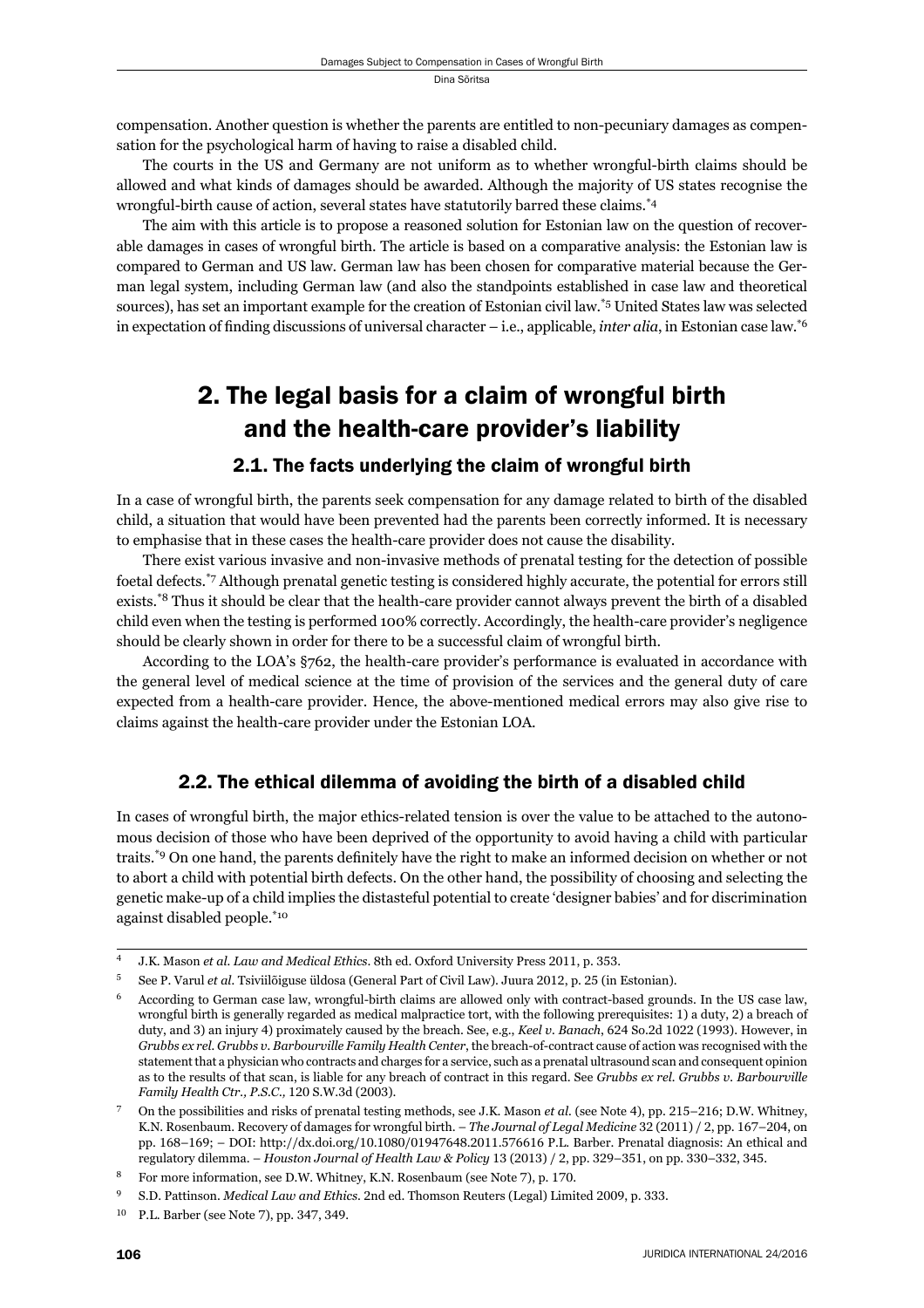compensation. Another question is whether the parents are entitled to non-pecuniary damages as compensation for the psychological harm of having to raise a disabled child.

The courts in the US and Germany are not uniform as to whether wrongful-birth claims should be allowed and what kinds of damages should be awarded. Although the majority of US states recognise the wrongful-birth cause of action, several states have statutorily barred these claims.[*4]

The aim with this article is to propose a reasoned solution for Estonian law on the question of recoverable damages in cases of wrongful birth. The article is based on a comparative analysis: the Estonian law is compared to German and US law. German law has been chosen for comparative material because the German legal system, including German law (and also the standpoints established in case law and theoretical sources), has set an important example for the creation of Estonian civil law.[*5] United States law was selected in expectation of finding discussions of universal character – i.e., applicable, *inter alia*, in Estonian case law.[*6]

## 2. The legal basis for a claim of wrongful birth and the health-care provider's liability

### 2.1. The facts underlying the claim of wrongful birth

In a case of wrongful birth, the parents seek compensation for any damage related to birth of the disabled child, a situation that would have been prevented had the parents been correctly informed. It is necessary to emphasise that in these cases the health-care provider does not cause the disability.

There exist various invasive and non-invasive methods of prenatal testing for the detection of possible foetal defects.[*7] Although prenatal genetic testing is considered highly accurate, the potential for errors still exists.[*8] Thus it should be clear that the health-care provider cannot always prevent the birth of a disabled child even when the testing is performed 100% correctly. Accordingly, the health-care provider's negligence should be clearly shown in order for there to be a successful claim of wrongful birth.

According to the LOA's §762, the health-care provider's performance is evaluated in accordance with the general level of medical science at the time of provision of the services and the general duty of care expected from a health-care provider. Hence, the above-mentioned medical errors may also give rise to claims against the health-care provider under the Estonian LOA.

### 2.2. The ethical dilemma of avoiding the birth of a disabled child

In cases of wrongful birth, the major ethics-related tension is over the value to be attached to the autonomous decision of those who have been deprived of the opportunity to avoid having a child with particular traits.[*9] On one hand, the parents definitely have the right to make an informed decision on whether or not to abort a child with potential birth defects. On the other hand, the possibility of choosing and selecting the genetic make-up of a child implies the distasteful potential to create 'designer babies' and for discrimination against disabled people.[*10]

---

4 J.K. Mason *et al. Law and Medical Ethics*. 8th ed. Oxford University Press 2011, p. 353.

5 See P. Varul *et al*. Tsiviilõiguse üldosa (General Part of Civil Law). Juura 2012, p. 25 (in Estonian).

6 According to German case law, wrongful-birth claims are allowed only with contract-based grounds. In the US case law, wrongful birth is generally regarded as medical malpractice tort, with the following prerequisites: 1) a duty, 2) a breach of duty, and 3) an injury 4) proximately caused by the breach. See, e.g., *Keel v. Banach*, 624 So.2d 1022 (1993). However, in *Grubbs ex rel. Grubbs v. Barbourville Family Health Center*, the breach-of-contract cause of action was recognised with the statement that a physician who contracts and charges for a service, such as a prenatal ultrasound scan and consequent opinion as to the results of that scan, is liable for any breach of contract in this regard. See *Grubbs ex rel. Grubbs v. Barbourville Family Health Ctr., P.S.C.,* 120 S.W.3d (2003).

7 On the possibilities and risks of prenatal testing methods, see J.K. Mason *et al.* (see Note 4), pp. 215–216; D.W. Whitney, K.N. Rosenbaum. Recovery of damages for wrongful birth. – *The Journal of Legal Medicine* 32 (2011) / 2, pp. 167–204, on pp. 168–169; – DOI: http://dx.doi.org/10.1080/01947648.2011.576616 P.L. Barber. Prenatal diagnosis: An ethical and regulatory dilemma. – *Houston Journal of Health Law & Policy* 13 (2013) / 2, pp. 329–351, on pp. 330–332, 345.

8 For more information, see D.W. Whitney, K.N. Rosenbaum (see Note 7), p. 170.

9 S.D. Pattinson. *Medical Law and Ethics*. 2nd ed. Thomson Reuters (Legal) Limited 2009, p. 333.

10 P.L. Barber (see Note 7), pp. 347, 349.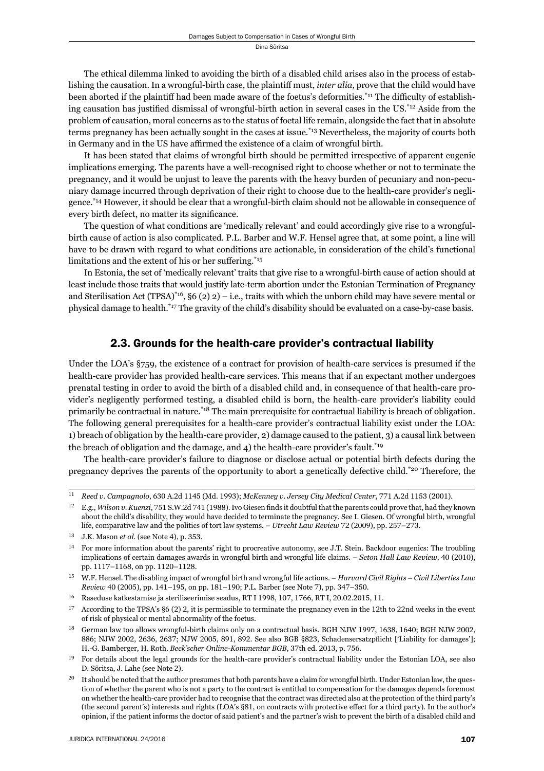The ethical dilemma linked to avoiding the birth of a disabled child arises also in the process of establishing the causation. In a wrongful-birth case, the plaintiff must, *inter alia*, prove that the child would have been aborted if the plaintiff had been made aware of the foetus's deformities.[11] The difficulty of establishing causation has justified dismissal of wrongful-birth action in several cases in the US.[12] Aside from the problem of causation, moral concerns as to the status of foetal life remain, alongside the fact that in absolute terms pregnancy has been actually sought in the cases at issue.[13] Nevertheless, the majority of courts both in Germany and in the US have affirmed the existence of a claim of wrongful birth.

It has been stated that claims of wrongful birth should be permitted irrespective of apparent eugenic implications emerging. The parents have a well-recognised right to choose whether or not to terminate the pregnancy, and it would be unjust to leave the parents with the heavy burden of pecuniary and non-pecuniary damage incurred through deprivation of their right to choose due to the health-care provider's negligence.[14] However, it should be clear that a wrongful-birth claim should not be allowable in consequence of every birth defect, no matter its significance.

The question of what conditions are 'medically relevant' and could accordingly give rise to a wrongful-birth cause of action is also complicated. P.L. Barber and W.F. Hensel agree that, at some point, a line will have to be drawn with regard to what conditions are actionable, in consideration of the child's functional limitations and the extent of his or her suffering.[15]

In Estonia, the set of 'medically relevant' traits that give rise to a wrongful-birth cause of action should at least include those traits that would justify late-term abortion under the Estonian Termination of Pregnancy and Sterilisation Act (TPSA)[16], §6 (2) 2) – i.e., traits with which the unborn child may have severe mental or physical damage to health.[17] The gravity of the child's disability should be evaluated on a case-by-case basis.

## 2.3. Grounds for the health-care provider's contractual liability

Under the LOA's §759, the existence of a contract for provision of health-care services is presumed if the health-care provider has provided health-care services. This means that if an expectant mother undergoes prenatal testing in order to avoid the birth of a disabled child and, in consequence of that health-care provider's negligently performed testing, a disabled child is born, the health-care provider's liability could primarily be contractual in nature.[18] The main prerequisite for contractual liability is breach of obligation. The following general prerequisites for a health-care provider's contractual liability exist under the LOA: 1) breach of obligation by the health-care provider, 2) damage caused to the patient, 3) a causal link between the breach of obligation and the damage, and 4) the health-care provider's fault.[19]

The health-care provider's failure to diagnose or disclose actual or potential birth defects during the pregnancy deprives the parents of the opportunity to abort a genetically defective child.[20] Therefore, the

---

11 *Reed v. Campagnolo*, 630 A.2d 1145 (Md. 1993); *McKenney v. Jersey City Medical Center*, 771 A.2d 1153 (2001).

12 E.g., *Wilson v. Kuenzi*, 751 S.W.2d 741 (1988). Ivo Giesen finds it doubtful that the parents could prove that, had they known about the child's disability, they would have decided to terminate the pregnancy. See I. Giesen. Of wrongful birth, wrongful life, comparative law and the politics of tort law systems. – *Utrecht Law Review* 72 (2009), pp. 257–273.

13 J.K. Mason *et al.* (see Note 4), p. 353.

14 For more information about the parents' right to procreative autonomy, see J.T. Stein. Backdoor eugenics: The troubling implications of certain damages awards in wrongful birth and wrongful life claims. – *Seton Hall Law Review*, 40 (2010), pp. 1117–1168, on pp. 1120–1128.

15 W.F. Hensel. The disabling impact of wrongful birth and wrongful life actions. – *Harvard Civil Rights – Civil Liberties Law Review* 40 (2005), pp. 141–195, on pp. 181–190; P.L. Barber (see Note 7), pp. 347–350.

16 Raseduse katkestamise ja steriliseerimise seadus, RT I 1998, 107, 1766, RT I, 20.02.2015, 11.

17 According to the TPSA's §6 (2) 2, it is permissible to terminate the pregnancy even in the 12th to 22nd weeks in the event of risk of physical or mental abnormality of the foetus.

18 German law too allows wrongful-birth claims only on a contractual basis. BGH NJW 1997, 1638, 1640; BGH NJW 2002, 886; NJW 2002, 2636, 2637; NJW 2005, 891, 892. See also BGB §823, Schadensersatzpflicht ['Liability for damages']; H.-G. Bamberger, H. Roth. *Beck'scher Online-Kommentar BGB*, 37th ed. 2013, p. 756.

19 For details about the legal grounds for the health-care provider's contractual liability under the Estonian LOA, see also D. Sõritsa, J. Lahe (see Note 2).

20 It should be noted that the author presumes that both parents have a claim for wrongful birth. Under Estonian law, the question of whether the parent who is not a party to the contract is entitled to compensation for the damages depends foremost on whether the health-care provider had to recognise that the contract was directed also at the protection of the third party's (the second parent's) interests and rights (LOA's §81, on contracts with protective effect for a third party). In the author's opinion, if the patient informs the doctor of said patient's and the partner's wish to prevent the birth of a disabled child and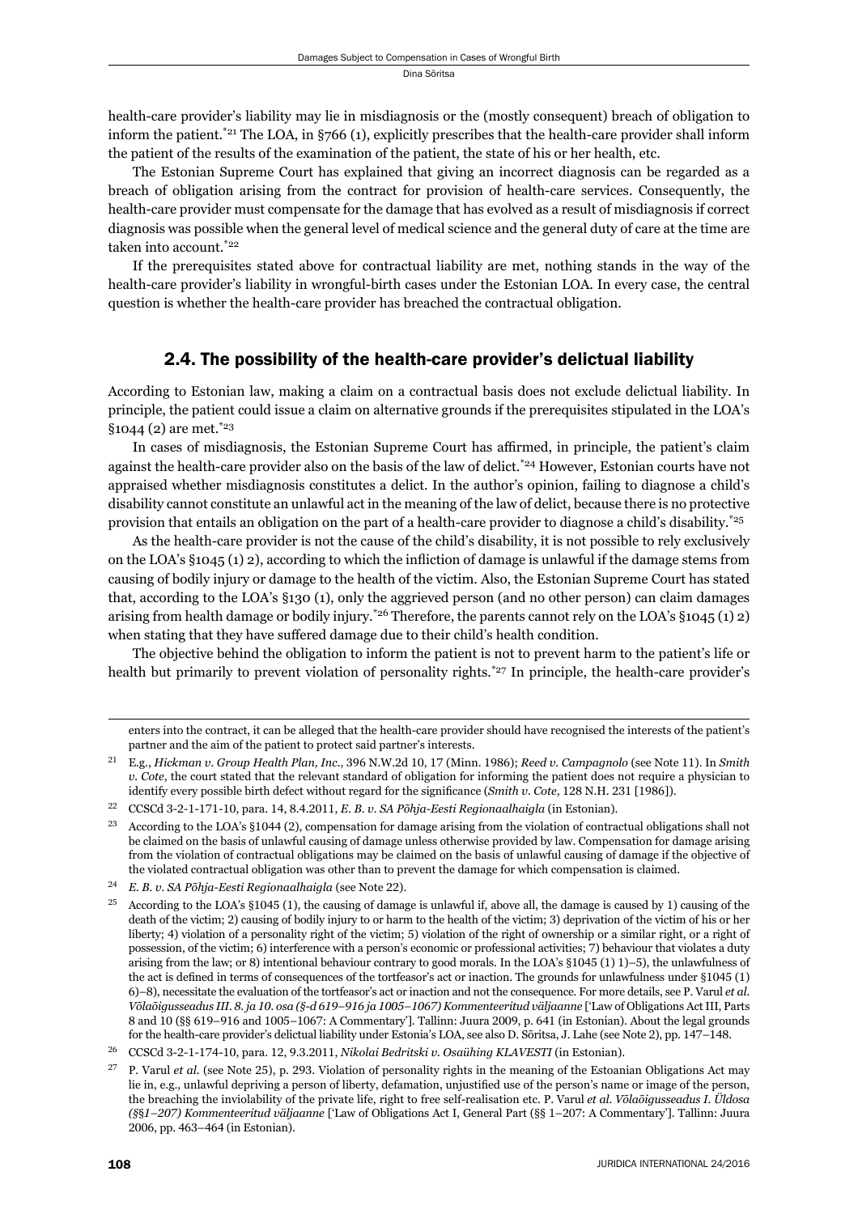health-care provider's liability may lie in misdiagnosis or the (mostly consequent) breach of obligation to inform the patient.*[21] The LOA, in §766 (1), explicitly prescribes that the health-care provider shall inform the patient of the results of the examination of the patient, the state of his or her health, etc.

The Estonian Supreme Court has explained that giving an incorrect diagnosis can be regarded as a breach of obligation arising from the contract for provision of health-care services. Consequently, the health-care provider must compensate for the damage that has evolved as a result of misdiagnosis if correct diagnosis was possible when the general level of medical science and the general duty of care at the time are taken into account.*[22]

If the prerequisites stated above for contractual liability are met, nothing stands in the way of the health-care provider's liability in wrongful-birth cases under the Estonian LOA. In every case, the central question is whether the health-care provider has breached the contractual obligation.

## 2.4. The possibility of the health-care provider's delictual liability

According to Estonian law, making a claim on a contractual basis does not exclude delictual liability. In principle, the patient could issue a claim on alternative grounds if the prerequisites stipulated in the LOA's §1044 (2) are met.*[23]

In cases of misdiagnosis, the Estonian Supreme Court has affirmed, in principle, the patient's claim against the health-care provider also on the basis of the law of delict.*[24] However, Estonian courts have not appraised whether misdiagnosis constitutes a delict. In the author's opinion, failing to diagnose a child's disability cannot constitute an unlawful act in the meaning of the law of delict, because there is no protective provision that entails an obligation on the part of a health-care provider to diagnose a child's disability.*[25]

As the health-care provider is not the cause of the child's disability, it is not possible to rely exclusively on the LOA's §1045 (1) 2), according to which the infliction of damage is unlawful if the damage stems from causing of bodily injury or damage to the health of the victim. Also, the Estonian Supreme Court has stated that, according to the LOA's §130 (1), only the aggrieved person (and no other person) can claim damages arising from health damage or bodily injury.*[26] Therefore, the parents cannot rely on the LOA's §1045 (1) 2) when stating that they have suffered damage due to their child's health condition.

The objective behind the obligation to inform the patient is not to prevent harm to the patient's life or health but primarily to prevent violation of personality rights.*[27] In principle, the health-care provider's

---

enters into the contract, it can be alleged that the health-care provider should have recognised the interests of the patient's partner and the aim of the patient to protect said partner's interests.

[21] E.g., *Hickman v. Group Health Plan, Inc.*, 396 N.W.2d 10, 17 (Minn. 1986); *Reed v. Campagnolo* (see Note 11). In *Smith v. Cote*, the court stated that the relevant standard of obligation for informing the patient does not require a physician to identify every possible birth defect without regard for the significance (*Smith v. Cote*, 128 N.H. 231 [1986]).

[22] CCSCd 3-2-1-171-10, para. 14, 8.4.2011, *E. B. v. SA Põhja-Eesti Regionaalhaigla* (in Estonian).

[23] According to the LOA's §1044 (2), compensation for damage arising from the violation of contractual obligations shall not be claimed on the basis of unlawful causing of damage unless otherwise provided by law. Compensation for damage arising from the violation of contractual obligations may be claimed on the basis of unlawful causing of damage if the objective of the violated contractual obligation was other than to prevent the damage for which compensation is claimed.

[24] *E. B. v. SA Põhja-Eesti Regionaalhaigla* (see Note 22).

[25] According to the LOA's §1045 (1), the causing of damage is unlawful if, above all, the damage is caused by 1) causing of the death of the victim; 2) causing of bodily injury to or harm to the health of the victim; 3) deprivation of the victim of his or her liberty; 4) violation of a personality right of the victim; 5) violation of the right of ownership or a similar right, or a right of possession, of the victim; 6) interference with a person's economic or professional activities; 7) behaviour that violates a duty arising from the law; or 8) intentional behaviour contrary to good morals. In the LOA's §1045 (1) 1)–5), the unlawfulness of the act is defined in terms of consequences of the tortfeasor's act or inaction. The grounds for unlawfulness under §1045 (1) 6)–8), necessitate the evaluation of the tortfeasor's act or inaction and not the consequence. For more details, see P. Varul *et al. Võlaõigusseadus III. 8. ja 10. osa (§-d 619–916 ja 1005–1067) Kommenteeritud väljaanne* ['Law of Obligations Act III, Parts 8 and 10 (§§ 619–916 and 1005–1067: A Commentary']. Tallinn: Juura 2009, p. 641 (in Estonian). About the legal grounds for the health-care provider's delictual liability under Estonia's LOA, see also D. Sõritsa, J. Lahe (see Note 2), pp. 147–148.

[26] CCSCd 3-2-1-174-10, para. 12, 9.3.2011, *Nikolai Bedritski v. Osaühing KLAVESTI* (in Estonian).

[27] P. Varul *et al.* (see Note 25), p. 293. Violation of personality rights in the meaning of the Estoanian Obligations Act may lie in, e.g., unlawful depriving a person of liberty, defamation, unjustified use of the person's name or image of the person, the breaching the inviolability of the private life, right to free self-realisation etc. P. Varul *et al. Võlaõigusseadus I. Üldosa (§§1–207) Kommenteeritud väljaanne* ['Law of Obligations Act I, General Part (§§ 1–207: A Commentary']. Tallinn: Juura 2006, pp. 463–464 (in Estonian).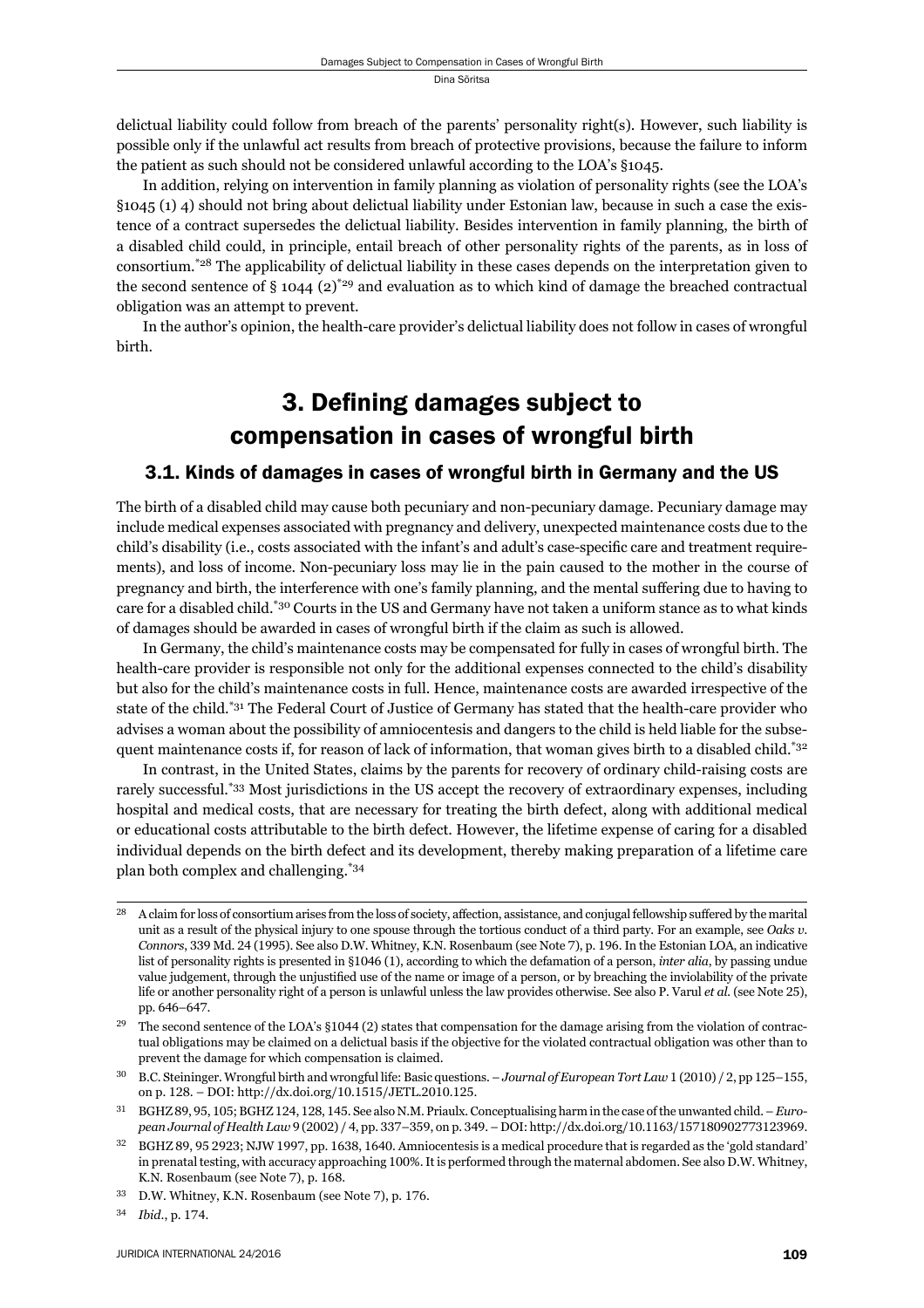delictual liability could follow from breach of the parents' personality right(s). However, such liability is possible only if the unlawful act results from breach of protective provisions, because the failure to inform the patient as such should not be considered unlawful according to the LOA's §1045.

In addition, relying on intervention in family planning as violation of personality rights (see the LOA's §1045 (1) 4) should not bring about delictual liability under Estonian law, because in such a case the existence of a contract supersedes the delictual liability. Besides intervention in family planning, the birth of a disabled child could, in principle, entail breach of other personality rights of the parents, as in loss of consortium.[*28] The applicability of delictual liability in these cases depends on the interpretation given to the second sentence of § 1044 (2)[*29] and evaluation as to which kind of damage the breached contractual obligation was an attempt to prevent.

In the author's opinion, the health-care provider's delictual liability does not follow in cases of wrongful birth.

## 3. Defining damages subject to compensation in cases of wrongful birth

### 3.1. Kinds of damages in cases of wrongful birth in Germany and the US

The birth of a disabled child may cause both pecuniary and non-pecuniary damage. Pecuniary damage may include medical expenses associated with pregnancy and delivery, unexpected maintenance costs due to the child's disability (i.e., costs associated with the infant's and adult's case-specific care and treatment requirements), and loss of income. Non-pecuniary loss may lie in the pain caused to the mother in the course of pregnancy and birth, the interference with one's family planning, and the mental suffering due to having to care for a disabled child.[*30] Courts in the US and Germany have not taken a uniform stance as to what kinds of damages should be awarded in cases of wrongful birth if the claim as such is allowed.

In Germany, the child's maintenance costs may be compensated for fully in cases of wrongful birth. The health-care provider is responsible not only for the additional expenses connected to the child's disability but also for the child's maintenance costs in full. Hence, maintenance costs are awarded irrespective of the state of the child.[*31] The Federal Court of Justice of Germany has stated that the health-care provider who advises a woman about the possibility of amniocentesis and dangers to the child is held liable for the subsequent maintenance costs if, for reason of lack of information, that woman gives birth to a disabled child.[*32]

In contrast, in the United States, claims by the parents for recovery of ordinary child-raising costs are rarely successful.[*33] Most jurisdictions in the US accept the recovery of extraordinary expenses, including hospital and medical costs, that are necessary for treating the birth defect, along with additional medical or educational costs attributable to the birth defect. However, the lifetime expense of caring for a disabled individual depends on the birth defect and its development, thereby making preparation of a lifetime care plan both complex and challenging.[*34]

---

[28] A claim for loss of consortium arises from the loss of society, affection, assistance, and conjugal fellowship suffered by the marital unit as a result of the physical injury to one spouse through the tortious conduct of a third party. For an example, see *Oaks v. Connors*, 339 Md. 24 (1995). See also D.W. Whitney, K.N. Rosenbaum (see Note 7), p. 196. In the Estonian LOA, an indicative list of personality rights is presented in §1046 (1), according to which the defamation of a person, *inter alia*, by passing undue value judgement, through the unjustified use of the name or image of a person, or by breaching the inviolability of the private life or another personality right of a person is unlawful unless the law provides otherwise. See also P. Varul *et al.* (see Note 25), pp. 646–647.

[29] The second sentence of the LOA's §1044 (2) states that compensation for the damage arising from the violation of contractual obligations may be claimed on a delictual basis if the objective for the violated contractual obligation was other than to prevent the damage for which compensation is claimed.

[30] B.C. Steininger. Wrongful birth and wrongful life: Basic questions. – *Journal of European Tort Law* 1 (2010) / 2, pp 125–155, on p. 128. – DOI: http://dx.doi.org/10.1515/JETL.2010.125.

[31] BGHZ 89, 95, 105; BGHZ 124, 128, 145. See also N.M. Priaulx. Conceptualising harm in the case of the unwanted child. – *European Journal of Health Law* 9 (2002) / 4, pp. 337–359, on p. 349. – DOI: http://dx.doi.org/10.1163/157180902773123969.

[32] BGHZ 89, 95 2923; NJW 1997, pp. 1638, 1640. Amniocentesis is a medical procedure that is regarded as the 'gold standard' in prenatal testing, with accuracy approaching 100%. It is performed through the maternal abdomen. See also D.W. Whitney, K.N. Rosenbaum (see Note 7), p. 168.

[33] D.W. Whitney, K.N. Rosenbaum (see Note 7), p. 176.

[34] *Ibid*., p. 174.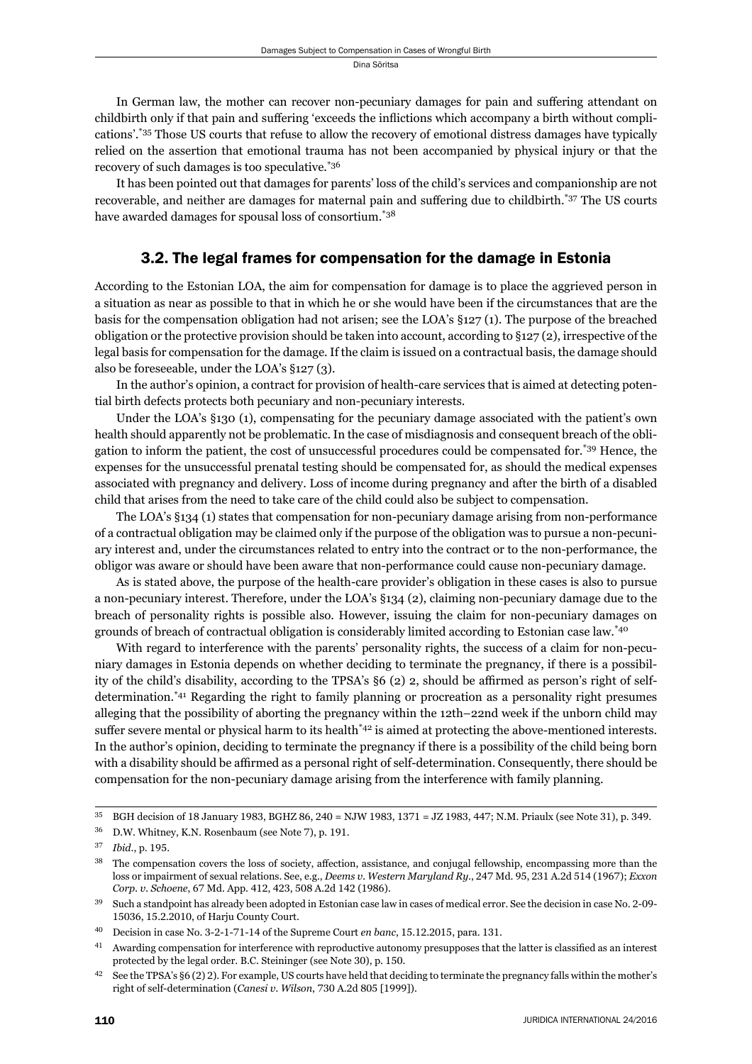In German law, the mother can recover non-pecuniary damages for pain and suffering attendant on childbirth only if that pain and suffering 'exceeds the inflictions which accompany a birth without complications'.[*35] Those US courts that refuse to allow the recovery of emotional distress damages have typically relied on the assertion that emotional trauma has not been accompanied by physical injury or that the recovery of such damages is too speculative.[*36]

It has been pointed out that damages for parents' loss of the child's services and companionship are not recoverable, and neither are damages for maternal pain and suffering due to childbirth.[*37] The US courts have awarded damages for spousal loss of consortium.[*38]

## 3.2. The legal frames for compensation for the damage in Estonia

According to the Estonian LOA, the aim for compensation for damage is to place the aggrieved person in a situation as near as possible to that in which he or she would have been if the circumstances that are the basis for the compensation obligation had not arisen; see the LOA's §127 (1). The purpose of the breached obligation or the protective provision should be taken into account, according to §127 (2), irrespective of the legal basis for compensation for the damage. If the claim is issued on a contractual basis, the damage should also be foreseeable, under the LOA's §127 (3).

In the author's opinion, a contract for provision of health-care services that is aimed at detecting potential birth defects protects both pecuniary and non-pecuniary interests.

Under the LOA's §130 (1), compensating for the pecuniary damage associated with the patient's own health should apparently not be problematic. In the case of misdiagnosis and consequent breach of the obligation to inform the patient, the cost of unsuccessful procedures could be compensated for.[*39] Hence, the expenses for the unsuccessful prenatal testing should be compensated for, as should the medical expenses associated with pregnancy and delivery. Loss of income during pregnancy and after the birth of a disabled child that arises from the need to take care of the child could also be subject to compensation.

The LOA's §134 (1) states that compensation for non-pecuniary damage arising from non-performance of a contractual obligation may be claimed only if the purpose of the obligation was to pursue a non-pecuniary interest and, under the circumstances related to entry into the contract or to the non-performance, the obligor was aware or should have been aware that non-performance could cause non-pecuniary damage.

As is stated above, the purpose of the health-care provider's obligation in these cases is also to pursue a non-pecuniary interest. Therefore, under the LOA's §134 (2), claiming non-pecuniary damage due to the breach of personality rights is possible also. However, issuing the claim for non-pecuniary damages on grounds of breach of contractual obligation is considerably limited according to Estonian case law.[*40]

With regard to interference with the parents' personality rights, the success of a claim for non-pecuniary damages in Estonia depends on whether deciding to terminate the pregnancy, if there is a possibility of the child's disability, according to the TPSA's §6 (2) 2, should be affirmed as person's right of self-determination.[*41] Regarding the right to family planning or procreation as a personality right presumes alleging that the possibility of aborting the pregnancy within the 12th–22nd week if the unborn child may suffer severe mental or physical harm to its health[*42] is aimed at protecting the above-mentioned interests. In the author's opinion, deciding to terminate the pregnancy if there is a possibility of the child being born with a disability should be affirmed as a personal right of self-determination. Consequently, there should be compensation for the non-pecuniary damage arising from the interference with family planning.

---

[35] BGH decision of 18 January 1983, BGHZ 86, 240 = NJW 1983, 1371 = JZ 1983, 447; N.M. Priaulx (see Note 31), p. 349.

[36] D.W. Whitney, K.N. Rosenbaum (see Note 7), p. 191.

[37] *Ibid.*, p. 195.

[38] The compensation covers the loss of society, affection, assistance, and conjugal fellowship, encompassing more than the loss or impairment of sexual relations. See, e.g., *Deems v. Western Maryland Ry.*, 247 Md. 95, 231 A.2d 514 (1967); *Exxon Corp. v. Schoene*, 67 Md. App. 412, 423, 508 A.2d 142 (1986).

[39] Such a standpoint has already been adopted in Estonian case law in cases of medical error. See the decision in case No. 2-09-15036, 15.2.2010, of Harju County Court.

[40] Decision in case No. 3-2-1-71-14 of the Supreme Court *en banc*, 15.12.2015, para. 131.

[41] Awarding compensation for interference with reproductive autonomy presupposes that the latter is classified as an interest protected by the legal order. B.C. Steininger (see Note 30), p. 150.

[42] See the TPSA's §6 (2) 2). For example, US courts have held that deciding to terminate the pregnancy falls within the mother's right of self-determination (*Canesi v. Wilson*, 730 A.2d 805 [1999]).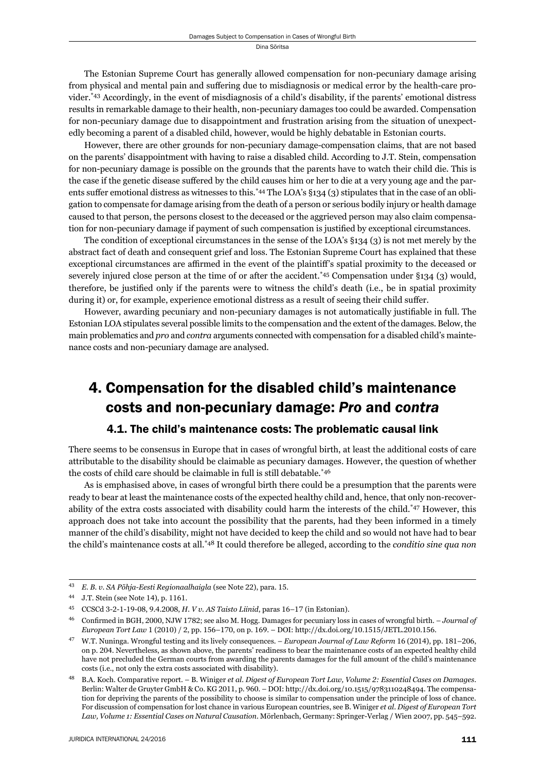The Estonian Supreme Court has generally allowed compensation for non-pecuniary damage arising from physical and mental pain and suffering due to misdiagnosis or medical error by the health-care provider.[*43] Accordingly, in the event of misdiagnosis of a child's disability, if the parents' emotional distress results in remarkable damage to their health, non-pecuniary damages too could be awarded. Compensation for non-pecuniary damage due to disappointment and frustration arising from the situation of unexpectedly becoming a parent of a disabled child, however, would be highly debatable in Estonian courts.

However, there are other grounds for non-pecuniary damage-compensation claims, that are not based on the parents' disappointment with having to raise a disabled child. According to J.T. Stein, compensation for non-pecuniary damage is possible on the grounds that the parents have to watch their child die. This is the case if the genetic disease suffered by the child causes him or her to die at a very young age and the parents suffer emotional distress as witnesses to this.[*44] The LOA's §134 (3) stipulates that in the case of an obligation to compensate for damage arising from the death of a person or serious bodily injury or health damage caused to that person, the persons closest to the deceased or the aggrieved person may also claim compensation for non-pecuniary damage if payment of such compensation is justified by exceptional circumstances.

The condition of exceptional circumstances in the sense of the LOA's §134 (3) is not met merely by the abstract fact of death and consequent grief and loss. The Estonian Supreme Court has explained that these exceptional circumstances are affirmed in the event of the plaintiff's spatial proximity to the deceased or severely injured close person at the time of or after the accident.[*45] Compensation under §134 (3) would, therefore, be justified only if the parents were to witness the child's death (i.e., be in spatial proximity during it) or, for example, experience emotional distress as a result of seeing their child suffer.

However, awarding pecuniary and non-pecuniary damages is not automatically justifiable in full. The Estonian LOA stipulates several possible limits to the compensation and the extent of the damages. Below, the main problematics and *pro* and *contra* arguments connected with compensation for a disabled child's maintenance costs and non-pecuniary damage are analysed.

## 4. Compensation for the disabled child's maintenance costs and non-pecuniary damage: *Pro* and *contra*

### 4.1. The child's maintenance costs: The problematic causal link

There seems to be consensus in Europe that in cases of wrongful birth, at least the additional costs of care attributable to the disability should be claimable as pecuniary damages. However, the question of whether the costs of child care should be claimable in full is still debatable.[*46]

As is emphasised above, in cases of wrongful birth there could be a presumption that the parents were ready to bear at least the maintenance costs of the expected healthy child and, hence, that only non-recoverability of the extra costs associated with disability could harm the interests of the child.[*47] However, this approach does not take into account the possibility that the parents, had they been informed in a timely manner of the child's disability, might not have decided to keep the child and so would not have had to bear the child's maintenance costs at all.[*48] It could therefore be alleged, according to the *conditio sine qua non*

---

[43] *E. B. v. SA Põhja-Eesti Regionaalhaigla* (see Note 22), para. 15.

[44] J.T. Stein (see Note 14), p. 1161.

[45] CCSCd 3-2-1-19-08, 9.4.2008, *H. V v. AS Taisto Liinid*, paras 16–17 (in Estonian).

[46] Confirmed in BGH, 2000, NJW 1782; see also M. Hogg. Damages for pecuniary loss in cases of wrongful birth. – *Journal of European Tort Law* 1 (2010) / 2, pp. 156–170, on p. 169. – DOI: http://dx.doi.org/10.1515/JETL.2010.156.

[47] W.T. Nuninga. Wrongful testing and its lively consequences. – *European Journal of Law Reform* 16 (2014), pp. 181–206, on p. 204. Nevertheless, as shown above, the parents' readiness to bear the maintenance costs of an expected healthy child have not precluded the German courts from awarding the parents damages for the full amount of the child's maintenance costs (i.e., not only the extra costs associated with disability).

[48] B.A. Koch. Comparative report. – B. Winiger *et al. Digest of European Tort Law, Volume 2: Essential Cases on Damages*. Berlin: Walter de Gruyter GmbH & Co. KG 2011, p. 960. – DOI: http://dx.doi.org/10.1515/9783110248494. The compensation for depriving the parents of the possibility to choose is similar to compensation under the principle of loss of chance. For discussion of compensation for lost chance in various European countries, see B. Winiger *et al. Digest of European Tort Law, Volume 1: Essential Cases on Natural Causation*. Mörlenbach, Germany: Springer-Verlag / Wien 2007, pp. 545–592.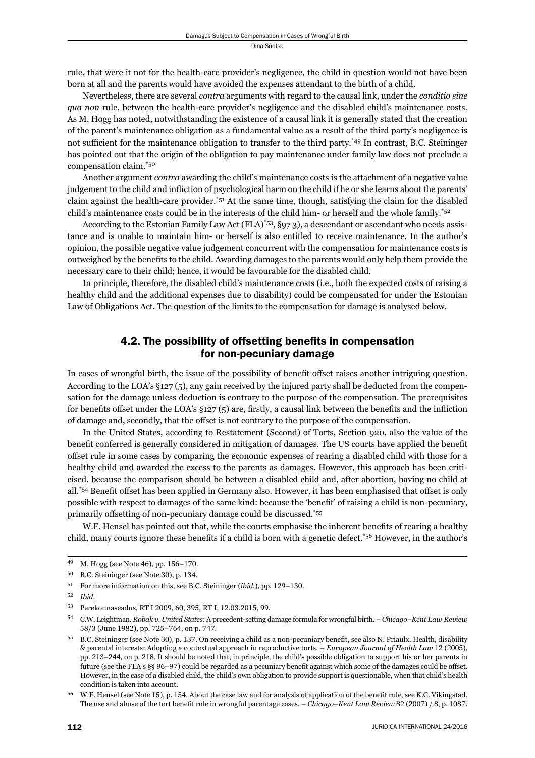rule, that were it not for the health-care provider's negligence, the child in question would not have been born at all and the parents would have avoided the expenses attendant to the birth of a child.

Nevertheless, there are several *contra* arguments with regard to the causal link, under the *conditio sine qua non* rule, between the health-care provider's negligence and the disabled child's maintenance costs. As M. Hogg has noted, notwithstanding the existence of a causal link it is generally stated that the creation of the parent's maintenance obligation as a fundamental value as a result of the third party's negligence is not sufficient for the maintenance obligation to transfer to the third party.[*49] In contrast, B.C. Steininger has pointed out that the origin of the obligation to pay maintenance under family law does not preclude a compensation claim.[*50]

Another argument *contra* awarding the child's maintenance costs is the attachment of a negative value judgement to the child and infliction of psychological harm on the child if he or she learns about the parents' claim against the health-care provider.[*51] At the same time, though, satisfying the claim for the disabled child's maintenance costs could be in the interests of the child him- or herself and the whole family.[*52]

According to the Estonian Family Law Act (FLA)[*53], §97 3), a descendant or ascendant who needs assistance and is unable to maintain him- or herself is also entitled to receive maintenance. In the author's opinion, the possible negative value judgement concurrent with the compensation for maintenance costs is outweighed by the benefits to the child. Awarding damages to the parents would only help them provide the necessary care to their child; hence, it would be favourable for the disabled child.

In principle, therefore, the disabled child's maintenance costs (i.e., both the expected costs of raising a healthy child and the additional expenses due to disability) could be compensated for under the Estonian Law of Obligations Act. The question of the limits to the compensation for damage is analysed below.

## 4.2. The possibility of offsetting benefits in compensation for non-pecuniary damage

In cases of wrongful birth, the issue of the possibility of benefit offset raises another intriguing question. According to the LOA's §127 (5), any gain received by the injured party shall be deducted from the compensation for the damage unless deduction is contrary to the purpose of the compensation. The prerequisites for benefits offset under the LOA's §127 (5) are, firstly, a causal link between the benefits and the infliction of damage and, secondly, that the offset is not contrary to the purpose of the compensation.

In the United States, according to Restatement (Second) of Torts, Section 920, also the value of the benefit conferred is generally considered in mitigation of damages. The US courts have applied the benefit offset rule in some cases by comparing the economic expenses of rearing a disabled child with those for a healthy child and awarded the excess to the parents as damages. However, this approach has been criticised, because the comparison should be between a disabled child and, after abortion, having no child at all.[*54] Benefit offset has been applied in Germany also. However, it has been emphasised that offset is only possible with respect to damages of the same kind: because the 'benefit' of raising a child is non-pecuniary, primarily offsetting of non-pecuniary damage could be discussed.[*55]

W.F. Hensel has pointed out that, while the courts emphasise the inherent benefits of rearing a healthy child, many courts ignore these benefits if a child is born with a genetic defect.[*56] However, in the author's

---

49 M. Hogg (see Note 46), pp. 156–170.

50 B.C. Steininger (see Note 30), p. 134.

51 For more information on this, see B.C. Steininger (*ibid.*), pp. 129–130.

52 *Ibid.*

53 Perekonnaseadus, RT I 2009, 60, 395, RT I, 12.03.2015, 99.

54 C.W. Leightman. *Robak v. United States*: A precedent-setting damage formula for wrongful birth. – *Chicago–Kent Law Review* 58/3 (June 1982), pp. 725–764, on p. 747.

55 B.C. Steininger (see Note 30), p. 137. On receiving a child as a non-pecuniary benefit, see also N. Priaulx. Health, disability & parental interests: Adopting a contextual approach in reproductive torts. – *European Journal of Health Law* 12 (2005), pp. 213–244, on p. 218. It should be noted that, in principle, the child's possible obligation to support his or her parents in future (see the FLA's §§ 96–97) could be regarded as a pecuniary benefit against which some of the damages could be offset. However, in the case of a disabled child, the child's own obligation to provide support is questionable, when that child's health condition is taken into account.

56 W.F. Hensel (see Note 15), p. 154. About the case law and for analysis of application of the benefit rule, see K.C. Vikingstad. The use and abuse of the tort benefit rule in wrongful parentage cases. – *Chicago–Kent Law Review* 82 (2007) / 8, p. 1087.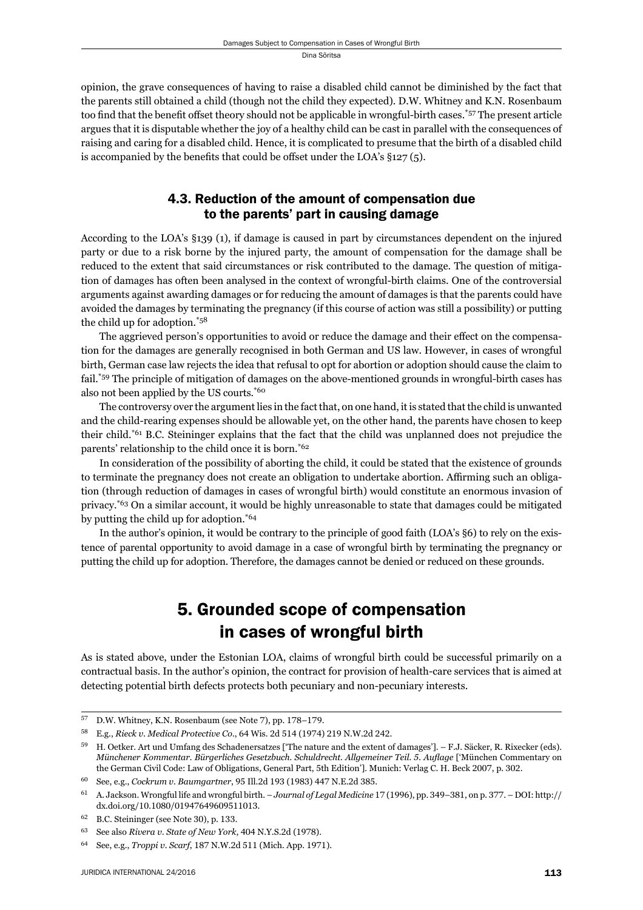opinion, the grave consequences of having to raise a disabled child cannot be diminished by the fact that the parents still obtained a child (though not the child they expected). D.W. Whitney and K.N. Rosenbaum too find that the benefit offset theory should not be applicable in wrongful-birth cases.[*57] The present article argues that it is disputable whether the joy of a healthy child can be cast in parallel with the consequences of raising and caring for a disabled child. Hence, it is complicated to presume that the birth of a disabled child is accompanied by the benefits that could be offset under the LOA's §127 (5).

### 4.3. Reduction of the amount of compensation due to the parents' part in causing damage

According to the LOA's §139 (1), if damage is caused in part by circumstances dependent on the injured party or due to a risk borne by the injured party, the amount of compensation for the damage shall be reduced to the extent that said circumstances or risk contributed to the damage. The question of mitigation of damages has often been analysed in the context of wrongful-birth claims. One of the controversial arguments against awarding damages or for reducing the amount of damages is that the parents could have avoided the damages by terminating the pregnancy (if this course of action was still a possibility) or putting the child up for adoption.[*58]

The aggrieved person's opportunities to avoid or reduce the damage and their effect on the compensation for the damages are generally recognised in both German and US law. However, in cases of wrongful birth, German case law rejects the idea that refusal to opt for abortion or adoption should cause the claim to fail.[*59] The principle of mitigation of damages on the above-mentioned grounds in wrongful-birth cases has also not been applied by the US courts.[*60]

The controversy over the argument lies in the fact that, on one hand, it is stated that the child is unwanted and the child-rearing expenses should be allowable yet, on the other hand, the parents have chosen to keep their child.[*61] B.C. Steininger explains that the fact that the child was unplanned does not prejudice the parents' relationship to the child once it is born.[*62]

In consideration of the possibility of aborting the child, it could be stated that the existence of grounds to terminate the pregnancy does not create an obligation to undertake abortion. Affirming such an obligation (through reduction of damages in cases of wrongful birth) would constitute an enormous invasion of privacy.[*63] On a similar account, it would be highly unreasonable to state that damages could be mitigated by putting the child up for adoption.[*64]

In the author's opinion, it would be contrary to the principle of good faith (LOA's §6) to rely on the existence of parental opportunity to avoid damage in a case of wrongful birth by terminating the pregnancy or putting the child up for adoption. Therefore, the damages cannot be denied or reduced on these grounds.

## 5. Grounded scope of compensation in cases of wrongful birth

As is stated above, under the Estonian LOA, claims of wrongful birth could be successful primarily on a contractual basis. In the author's opinion, the contract for provision of health-care services that is aimed at detecting potential birth defects protects both pecuniary and non-pecuniary interests.

---

57 D.W. Whitney, K.N. Rosenbaum (see Note 7), pp. 178–179.

58 E.g., *Rieck v. Medical Protective Co*., 64 Wis. 2d 514 (1974) 219 N.W.2d 242.

59 H. Oetker. Art und Umfang des Schadenersatzes ['The nature and the extent of damages']. – F.J. Säcker, R. Rixecker (eds). *Münchener Kommentar. Bürgerliches Gesetzbuch. Schuldrecht. Allgemeiner Teil. 5. Auflage* ['München Commentary on the German Civil Code: Law of Obligations, General Part, 5th Edition']. Munich: Verlag C. H. Beck 2007, p. 302.

60 See, e.g., *Cockrum v. Baumgartner*, 95 Ill.2d 193 (1983) 447 N.E.2d 385.

61 A. Jackson. Wrongful life and wrongful birth. – *Journal of Legal Medicine* 17 (1996), pp. 349–381, on p. 377. – DOI: http://dx.doi.org/10.1080/01947649609511013.

62 B.C. Steininger (see Note 30), p. 133.

63 See also *Rivera v. State of New York*, 404 N.Y.S.2d (1978).

64 See, e.g., *Troppi v. Scarf*, 187 N.W.2d 511 (Mich. App. 1971).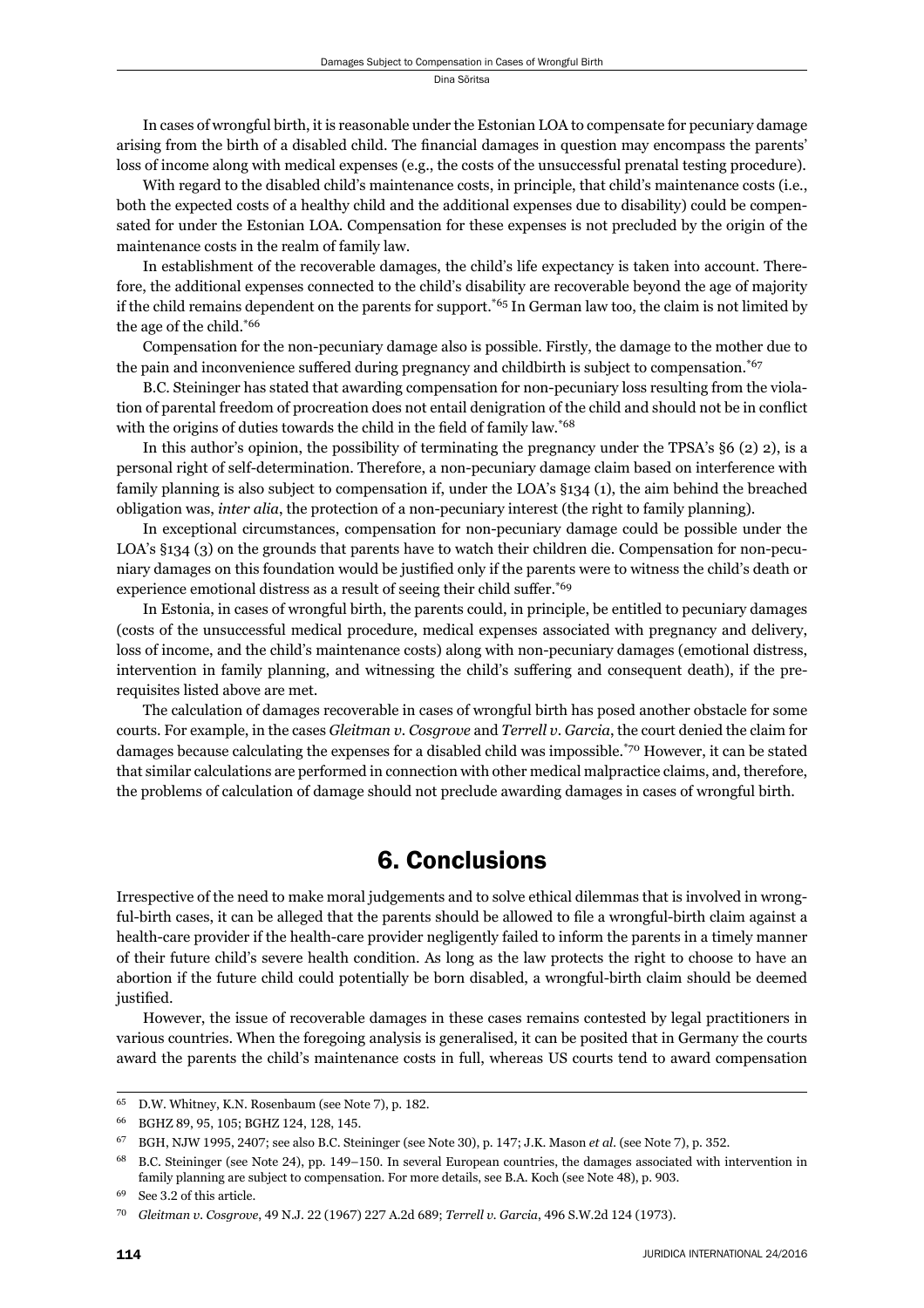In cases of wrongful birth, it is reasonable under the Estonian LOA to compensate for pecuniary damage arising from the birth of a disabled child. The financial damages in question may encompass the parents' loss of income along with medical expenses (e.g., the costs of the unsuccessful prenatal testing procedure).

With regard to the disabled child's maintenance costs, in principle, that child's maintenance costs (i.e., both the expected costs of a healthy child and the additional expenses due to disability) could be compensated for under the Estonian LOA. Compensation for these expenses is not precluded by the origin of the maintenance costs in the realm of family law.

In establishment of the recoverable damages, the child's life expectancy is taken into account. Therefore, the additional expenses connected to the child's disability are recoverable beyond the age of majority if the child remains dependent on the parents for support.[*65] In German law too, the claim is not limited by the age of the child.[*66]

Compensation for the non-pecuniary damage also is possible. Firstly, the damage to the mother due to the pain and inconvenience suffered during pregnancy and childbirth is subject to compensation.[*67]

B.C. Steininger has stated that awarding compensation for non-pecuniary loss resulting from the violation of parental freedom of procreation does not entail denigration of the child and should not be in conflict with the origins of duties towards the child in the field of family law.[*68]

In this author's opinion, the possibility of terminating the pregnancy under the TPSA's §6 (2) 2), is a personal right of self-determination. Therefore, a non-pecuniary damage claim based on interference with family planning is also subject to compensation if, under the LOA's §134 (1), the aim behind the breached obligation was, *inter alia*, the protection of a non-pecuniary interest (the right to family planning).

In exceptional circumstances, compensation for non-pecuniary damage could be possible under the LOA's §134 (3) on the grounds that parents have to watch their children die. Compensation for non-pecuniary damages on this foundation would be justified only if the parents were to witness the child's death or experience emotional distress as a result of seeing their child suffer.[*69]

In Estonia, in cases of wrongful birth, the parents could, in principle, be entitled to pecuniary damages (costs of the unsuccessful medical procedure, medical expenses associated with pregnancy and delivery, loss of income, and the child's maintenance costs) along with non-pecuniary damages (emotional distress, intervention in family planning, and witnessing the child's suffering and consequent death), if the prerequisites listed above are met.

The calculation of damages recoverable in cases of wrongful birth has posed another obstacle for some courts. For example, in the cases *Gleitman v. Cosgrove* and *Terrell v. Garcia*, the court denied the claim for damages because calculating the expenses for a disabled child was impossible.[*70] However, it can be stated that similar calculations are performed in connection with other medical malpractice claims, and, therefore, the problems of calculation of damage should not preclude awarding damages in cases of wrongful birth.

## 6. Conclusions

Irrespective of the need to make moral judgements and to solve ethical dilemmas that is involved in wrongful-birth cases, it can be alleged that the parents should be allowed to file a wrongful-birth claim against a health-care provider if the health-care provider negligently failed to inform the parents in a timely manner of their future child's severe health condition. As long as the law protects the right to choose to have an abortion if the future child could potentially be born disabled, a wrongful-birth claim should be deemed justified.

However, the issue of recoverable damages in these cases remains contested by legal practitioners in various countries. When the foregoing analysis is generalised, it can be posited that in Germany the courts award the parents the child's maintenance costs in full, whereas US courts tend to award compensation

---

65 D.W. Whitney, K.N. Rosenbaum (see Note 7), p. 182.

66 BGHZ 89, 95, 105; BGHZ 124, 128, 145.

67 BGH, NJW 1995, 2407; see also B.C. Steininger (see Note 30), p. 147; J.K. Mason *et al.* (see Note 7), p. 352.

68 B.C. Steininger (see Note 24), pp. 149–150. In several European countries, the damages associated with intervention in family planning are subject to compensation. For more details, see B.A. Koch (see Note 48), p. 903.

69 See 3.2 of this article.

70 *Gleitman v. Cosgrove*, 49 N.J. 22 (1967) 227 A.2d 689; *Terrell v. Garcia*, 496 S.W.2d 124 (1973).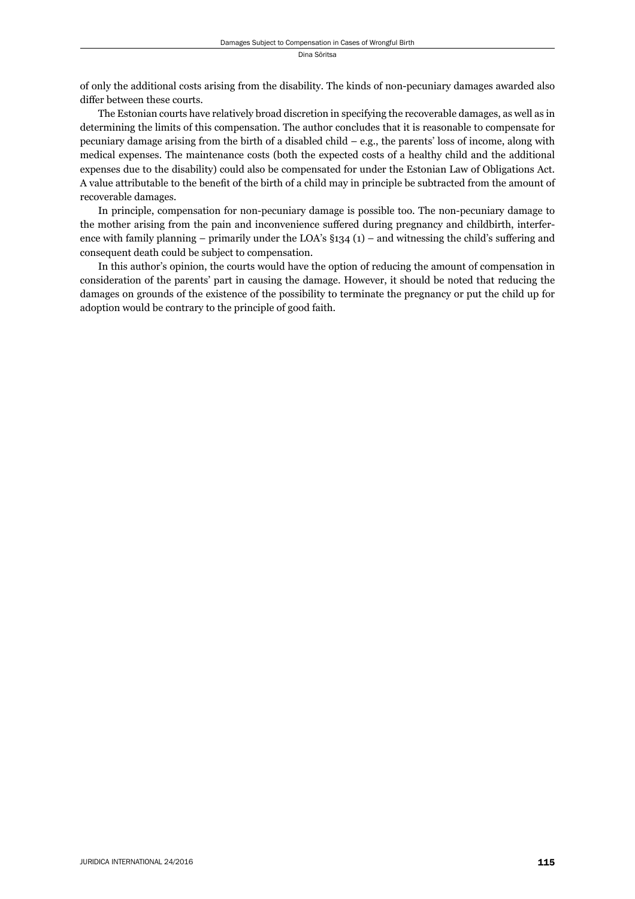of only the additional costs arising from the disability. The kinds of non-pecuniary damages awarded also differ between these courts.

The Estonian courts have relatively broad discretion in specifying the recoverable damages, as well as in determining the limits of this compensation. The author concludes that it is reasonable to compensate for pecuniary damage arising from the birth of a disabled child – e.g., the parents' loss of income, along with medical expenses. The maintenance costs (both the expected costs of a healthy child and the additional expenses due to the disability) could also be compensated for under the Estonian Law of Obligations Act. A value attributable to the benefit of the birth of a child may in principle be subtracted from the amount of recoverable damages.

In principle, compensation for non-pecuniary damage is possible too. The non-pecuniary damage to the mother arising from the pain and inconvenience suffered during pregnancy and childbirth, interference with family planning – primarily under the LOA's §134 (1) – and witnessing the child's suffering and consequent death could be subject to compensation.

In this author's opinion, the courts would have the option of reducing the amount of compensation in consideration of the parents' part in causing the damage. However, it should be noted that reducing the damages on grounds of the existence of the possibility to terminate the pregnancy or put the child up for adoption would be contrary to the principle of good faith.